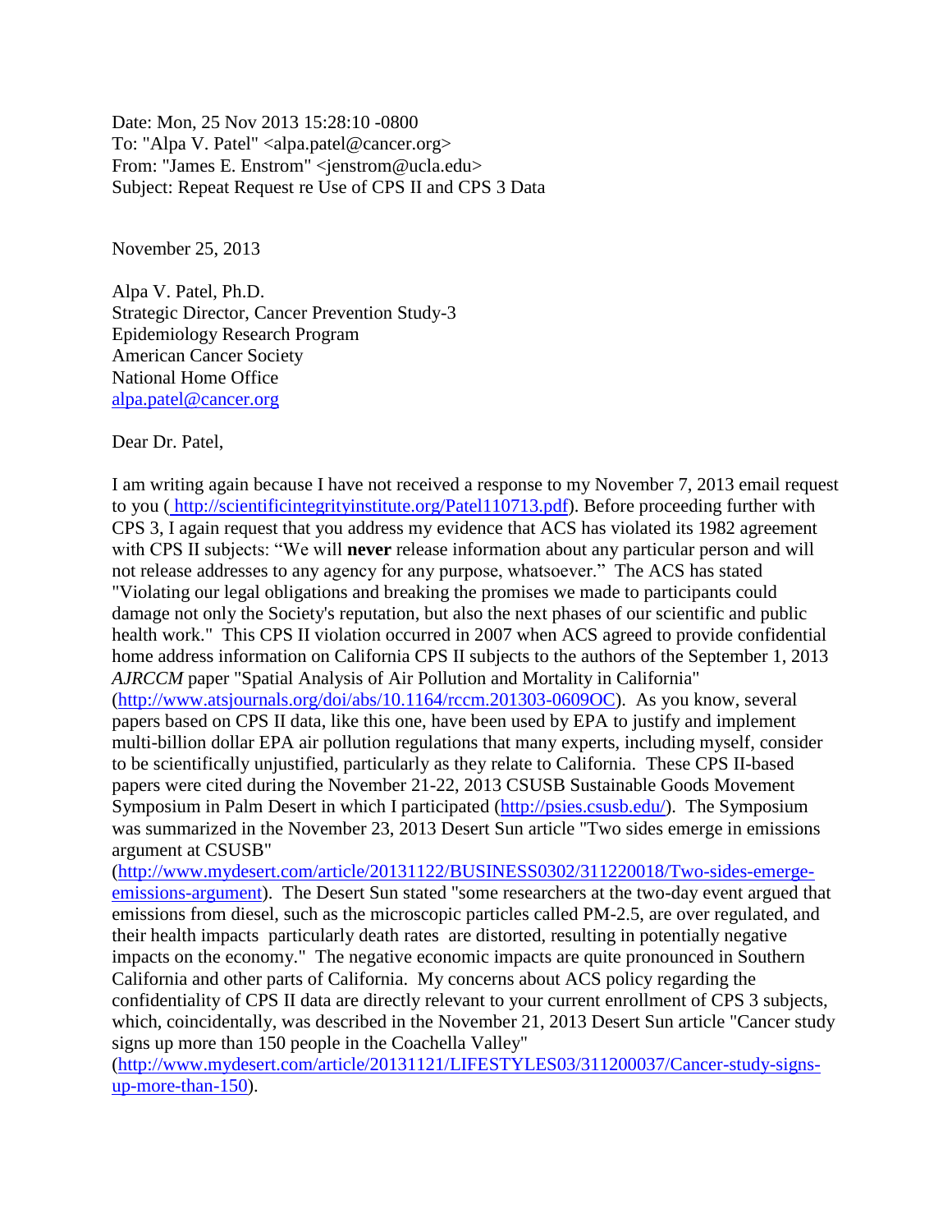Date: Mon, 25 Nov 2013 15:28:10 -0800
To: "Alpa V. Patel" <alpa.patel@cancer.org>
From: "James E. Enstrom" <jenstrom@ucla.edu>
Subject: Repeat Request re Use of CPS II and CPS 3 Data

November 25, 2013

Alpa V. Patel, Ph.D.
Strategic Director, Cancer Prevention Study-3
Epidemiology Research Program
American Cancer Society
National Home Office
alpa.patel@cancer.org

Dear Dr. Patel,

I am writing again because I have not received a response to my November 7, 2013 email request to you ( http://scientificintegrityinstitute.org/Patel110713.pdf). Before proceeding further with CPS 3, I again request that you address my evidence that ACS has violated its 1982 agreement with CPS II subjects: "We will **never** release information about any particular person and will not release addresses to any agency for any purpose, whatsoever." The ACS has stated "Violating our legal obligations and breaking the promises we made to participants could damage not only the Society's reputation, but also the next phases of our scientific and public health work." This CPS II violation occurred in 2007 when ACS agreed to provide confidential home address information on California CPS II subjects to the authors of the September 1, 2013 *AJRCCM* paper "Spatial Analysis of Air Pollution and Mortality in California" (http://www.atsjournals.org/doi/abs/10.1164/rccm.201303-0609OC). As you know, several papers based on CPS II data, like this one, have been used by EPA to justify and implement multi-billion dollar EPA air pollution regulations that many experts, including myself, consider to be scientifically unjustified, particularly as they relate to California. These CPS II-based papers were cited during the November 21-22, 2013 CSUSB Sustainable Goods Movement Symposium in Palm Desert in which I participated (http://psies.csusb.edu/). The Symposium was summarized in the November 23, 2013 Desert Sun article "Two sides emerge in emissions argument at CSUSB" (http://www.mydesert.com/article/20131122/BUSINESS0302/311220018/Two-sides-emerge-emissions-argument). The Desert Sun stated "some researchers at the two-day event argued that emissions from diesel, such as the microscopic particles called PM-2.5, are over regulated, and their health impacts particularly death rates are distorted, resulting in potentially negative impacts on the economy." The negative economic impacts are quite pronounced in Southern California and other parts of California. My concerns about ACS policy regarding the confidentiality of CPS II data are directly relevant to your current enrollment of CPS 3 subjects, which, coincidentally, was described in the November 21, 2013 Desert Sun article "Cancer study signs up more than 150 people in the Coachella Valley" (http://www.mydesert.com/article/20131121/LIFESTYLES03/311200037/Cancer-study-signs-up-more-than-150).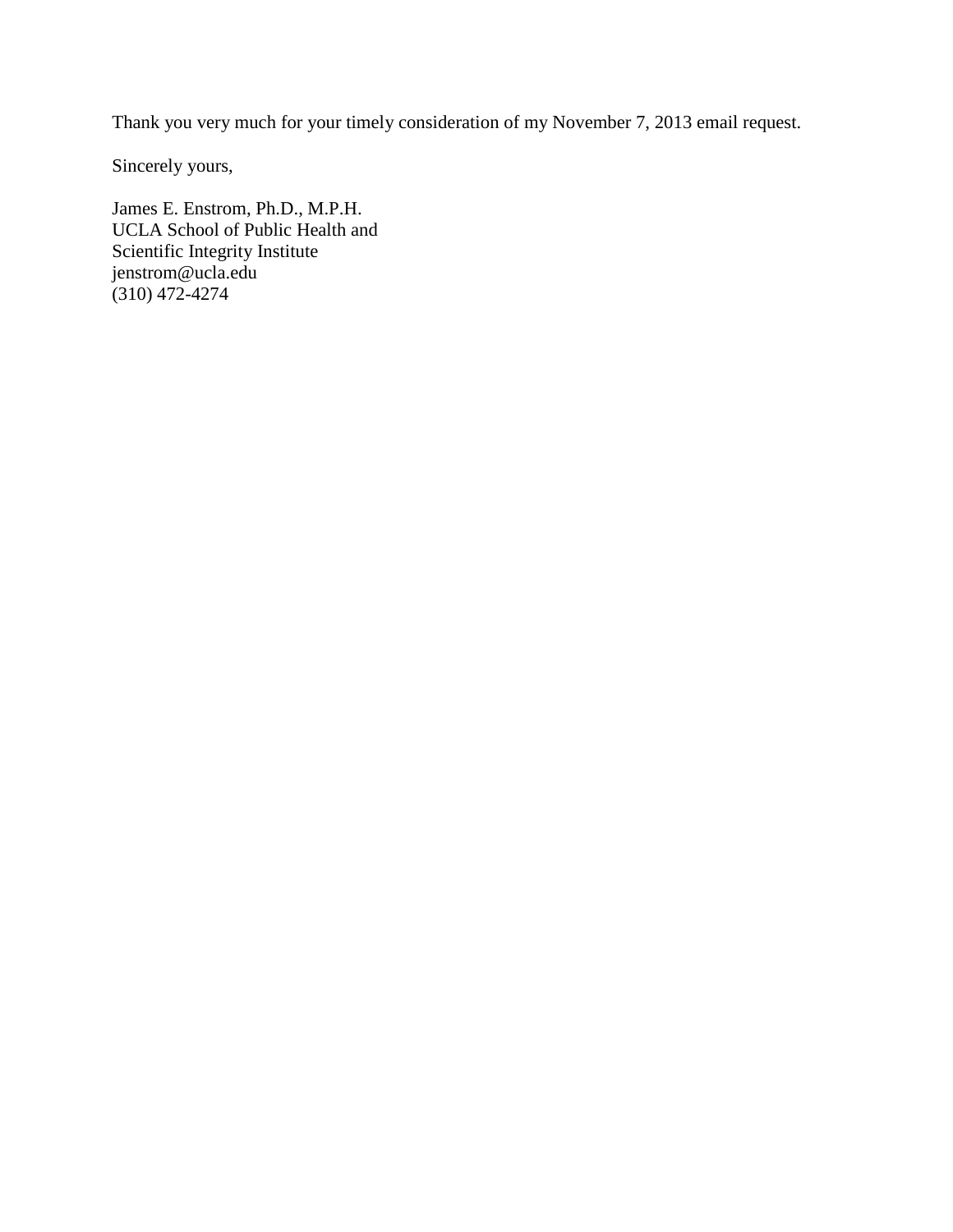Thank you very much for your timely consideration of my November 7, 2013 email request.

Sincerely yours,

James E. Enstrom, Ph.D., M.P.H.  
UCLA School of Public Health and  
Scientific Integrity Institute  
jenstrom@ucla.edu  
(310) 472-4274